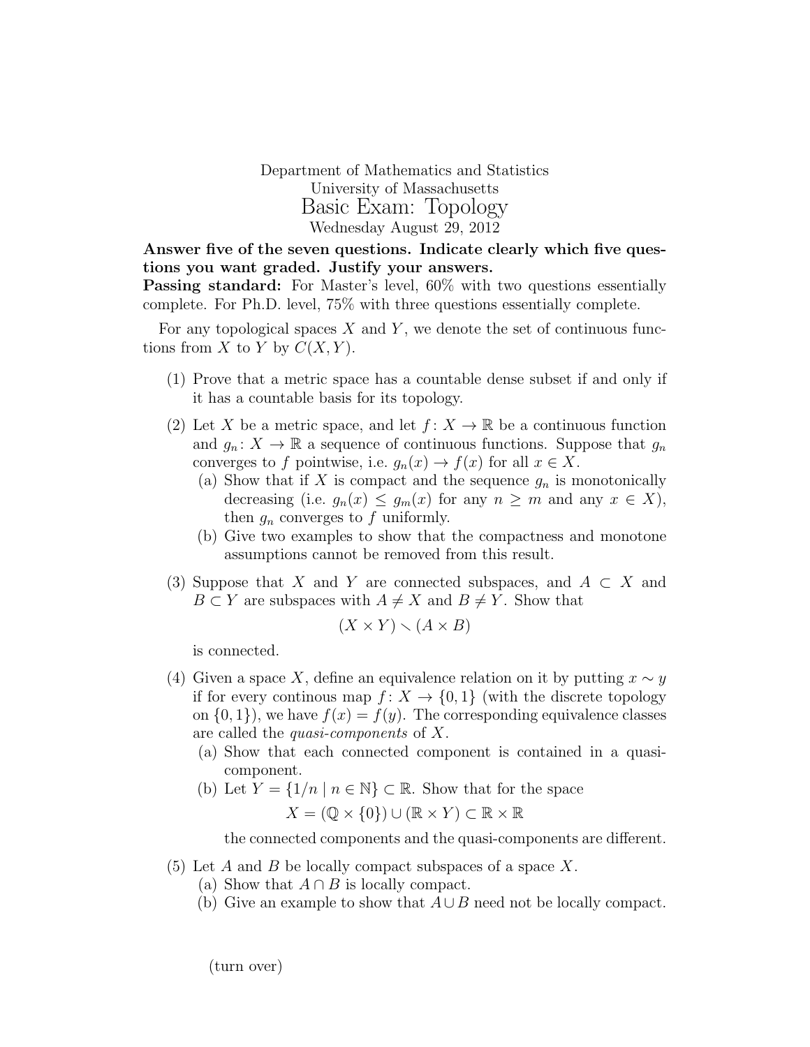Department of Mathematics and Statistics
University of Massachusetts

# Basic Exam: Topology

Wednesday August 29, 2012

**Answer five of the seven questions. Indicate clearly which five questions you want graded. Justify your answers.**

**Passing standard:** For Master's level, 60% with two questions essentially complete. For Ph.D. level, 75% with three questions essentially complete.

For any topological spaces $X$ and $Y$, we denote the set of continuous functions from $X$ to $Y$ by $C(X, Y)$.

(1) Prove that a metric space has a countable dense subset if and only if it has a countable basis for its topology.

(2) Let $X$ be a metric space, and let $f\colon X \to \mathbb{R}$ be a continuous function and $g_n\colon X \to \mathbb{R}$ a sequence of continuous functions. Suppose that $g_n$ converges to $f$ pointwise, i.e. $g_n(x) \to f(x)$ for all $x \in X$.

  (a) Show that if $X$ is compact and the sequence $g_n$ is monotonically decreasing (i.e. $g_n(x) \leq g_m(x)$ for any $n \geq m$ and any $x \in X$), then $g_n$ converges to $f$ uniformly.

  (b) Give two examples to show that the compactness and monotone assumptions cannot be removed from this result.

(3) Suppose that $X$ and $Y$ are connected subspaces, and $A \subset X$ and $B \subset Y$ are subspaces with $A \neq X$ and $B \neq Y$. Show that

$$(X \times Y) \smallsetminus (A \times B)$$

is connected.

(4) Given a space $X$, define an equivalence relation on it by putting $x \sim y$ if for every continous map $f\colon X \to \{0, 1\}$ (with the discrete topology on $\{0, 1\}$), we have $f(x) = f(y)$. The corresponding equivalence classes are called the *quasi-components* of $X$.

  (a) Show that each connected component is contained in a quasi-component.

  (b) Let $Y = \{1/n \mid n \in \mathbb{N}\} \subset \mathbb{R}$. Show that for the space

$$X = (\mathbb{Q} \times \{0\}) \cup (\mathbb{R} \times Y) \subset \mathbb{R} \times \mathbb{R}$$

  the connected components and the quasi-components are different.

(5) Let $A$ and $B$ be locally compact subspaces of a space $X$.

  (a) Show that $A \cap B$ is locally compact.

  (b) Give an example to show that $A \cup B$ need not be locally compact.

(turn over)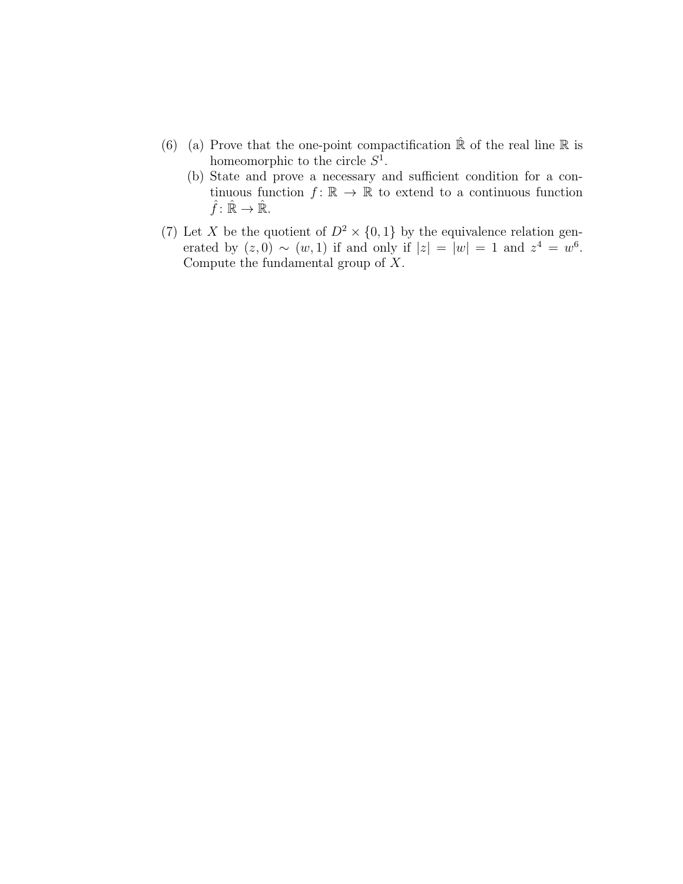(6) (a) Prove that the one-point compactification $\hat{\mathbb{R}}$ of the real line $\mathbb{R}$ is homeomorphic to the circle $S^1$.

(b) State and prove a necessary and sufficient condition for a continuous function $f \colon \mathbb{R} \to \mathbb{R}$ to extend to a continuous function $\hat{f} \colon \hat{\mathbb{R}} \to \hat{\mathbb{R}}$.

(7) Let $X$ be the quotient of $D^2 \times \{0, 1\}$ by the equivalence relation generated by $(z, 0) \sim (w, 1)$ if and only if $|z| = |w| = 1$ and $z^4 = w^6$. Compute the fundamental group of $X$.